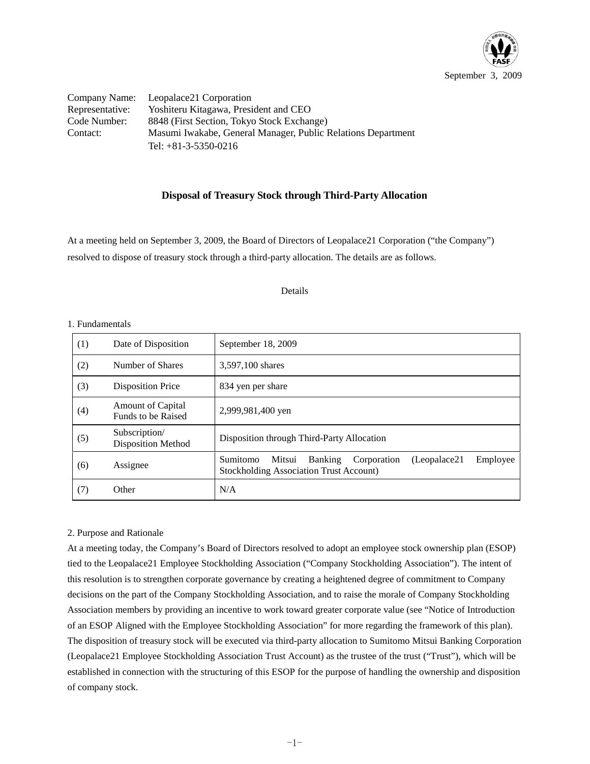September 3, 2009

Company Name: Leopalace21 Corporation
Representative: Yoshiteru Kitagawa, President and CEO
Code Number: 8848 (First Section, Tokyo Stock Exchange)
Contact: Masumi Iwakabe, General Manager, Public Relations Department
Tel: +81-3-5350-0216

## Disposal of Treasury Stock through Third-Party Allocation

At a meeting held on September 3, 2009, the Board of Directors of Leopalace21 Corporation ("the Company") resolved to dispose of treasury stock through a third-party allocation. The details are as follows.

Details

1. Fundamentals

| (1) | Date of Disposition | September 18, 2009 |
|---|---|---|
| (2) | Number of Shares | 3,597,100 shares |
| (3) | Disposition Price | 834 yen per share |
| (4) | Amount of Capital Funds to be Raised | 2,999,981,400 yen |
| (5) | Subscription/ Disposition Method | Disposition through Third-Party Allocation |
| (6) | Assignee | Sumitomo Mitsui Banking Corporation (Leopalace21 Employee Stockholding Association Trust Account) |
| (7) | Other | N/A |

2. Purpose and Rationale

At a meeting today, the Company's Board of Directors resolved to adopt an employee stock ownership plan (ESOP) tied to the Leopalace21 Employee Stockholding Association ("Company Stockholding Association"). The intent of this resolution is to strengthen corporate governance by creating a heightened degree of commitment to Company decisions on the part of the Company Stockholding Association, and to raise the morale of Company Stockholding Association members by providing an incentive to work toward greater corporate value (see "Notice of Introduction of an ESOP Aligned with the Employee Stockholding Association" for more regarding the framework of this plan). The disposition of treasury stock will be executed via third-party allocation to Sumitomo Mitsui Banking Corporation (Leopalace21 Employee Stockholding Association Trust Account) as the trustee of the trust ("Trust"), which will be established in connection with the structuring of this ESOP for the purpose of handling the ownership and disposition of company stock.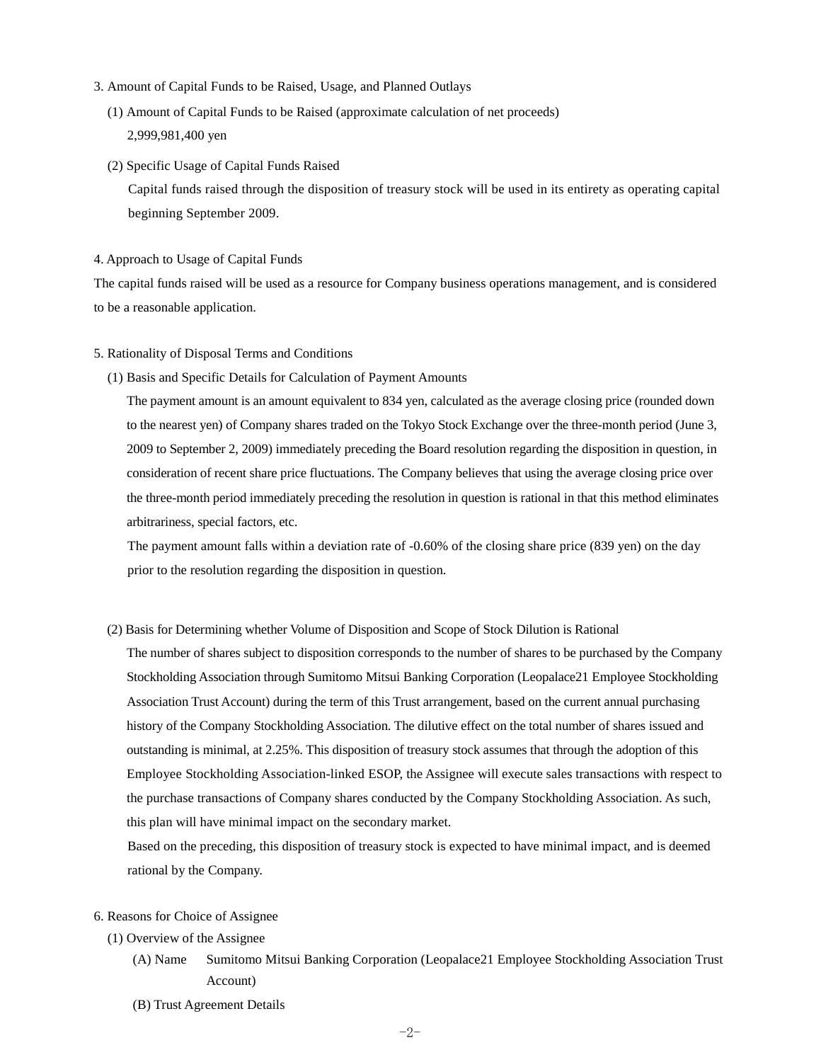3. Amount of Capital Funds to be Raised, Usage, and Planned Outlays

(1) Amount of Capital Funds to be Raised (approximate calculation of net proceeds)

2,999,981,400 yen

(2) Specific Usage of Capital Funds Raised

Capital funds raised through the disposition of treasury stock will be used in its entirety as operating capital beginning September 2009.

4. Approach to Usage of Capital Funds

The capital funds raised will be used as a resource for Company business operations management, and is considered to be a reasonable application.

5. Rationality of Disposal Terms and Conditions

(1) Basis and Specific Details for Calculation of Payment Amounts

The payment amount is an amount equivalent to 834 yen, calculated as the average closing price (rounded down to the nearest yen) of Company shares traded on the Tokyo Stock Exchange over the three-month period (June 3, 2009 to September 2, 2009) immediately preceding the Board resolution regarding the disposition in question, in consideration of recent share price fluctuations. The Company believes that using the average closing price over the three-month period immediately preceding the resolution in question is rational in that this method eliminates arbitrariness, special factors, etc.

The payment amount falls within a deviation rate of -0.60% of the closing share price (839 yen) on the day prior to the resolution regarding the disposition in question.

(2) Basis for Determining whether Volume of Disposition and Scope of Stock Dilution is Rational

The number of shares subject to disposition corresponds to the number of shares to be purchased by the Company Stockholding Association through Sumitomo Mitsui Banking Corporation (Leopalace21 Employee Stockholding Association Trust Account) during the term of this Trust arrangement, based on the current annual purchasing history of the Company Stockholding Association. The dilutive effect on the total number of shares issued and outstanding is minimal, at 2.25%. This disposition of treasury stock assumes that through the adoption of this Employee Stockholding Association-linked ESOP, the Assignee will execute sales transactions with respect to the purchase transactions of Company shares conducted by the Company Stockholding Association. As such, this plan will have minimal impact on the secondary market.

Based on the preceding, this disposition of treasury stock is expected to have minimal impact, and is deemed rational by the Company.

6. Reasons for Choice of Assignee

(1) Overview of the Assignee

(A) Name Sumitomo Mitsui Banking Corporation (Leopalace21 Employee Stockholding Association Trust Account)

(B) Trust Agreement Details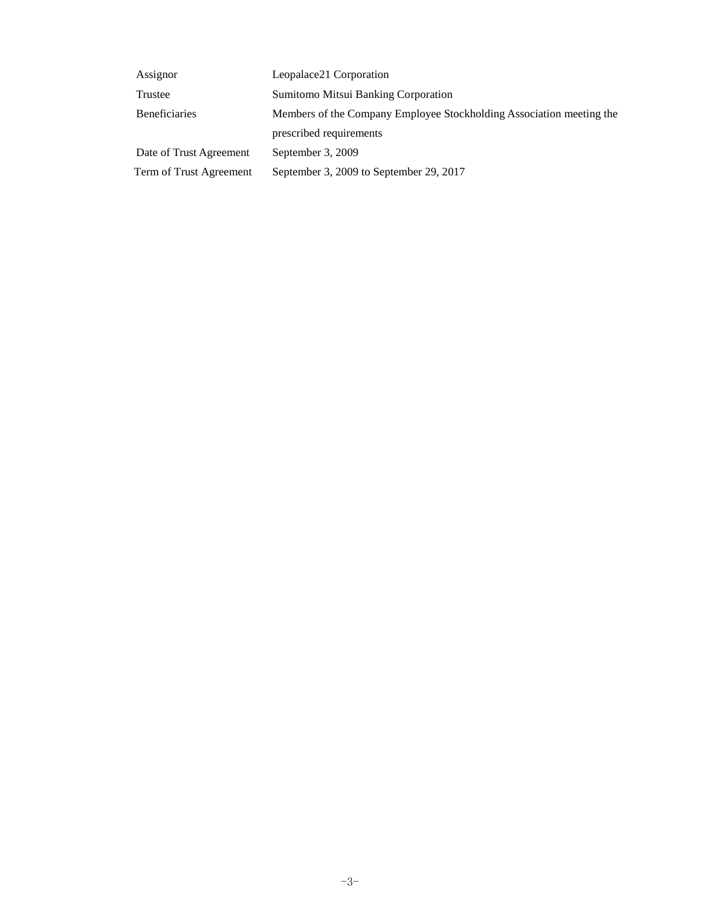| | |
|---|---|
| Assignor | Leopalace21 Corporation |
| Trustee | Sumitomo Mitsui Banking Corporation |
| Beneficiaries | Members of the Company Employee Stockholding Association meeting the prescribed requirements |
| Date of Trust Agreement | September 3, 2009 |
| Term of Trust Agreement | September 3, 2009 to September 29, 2017 |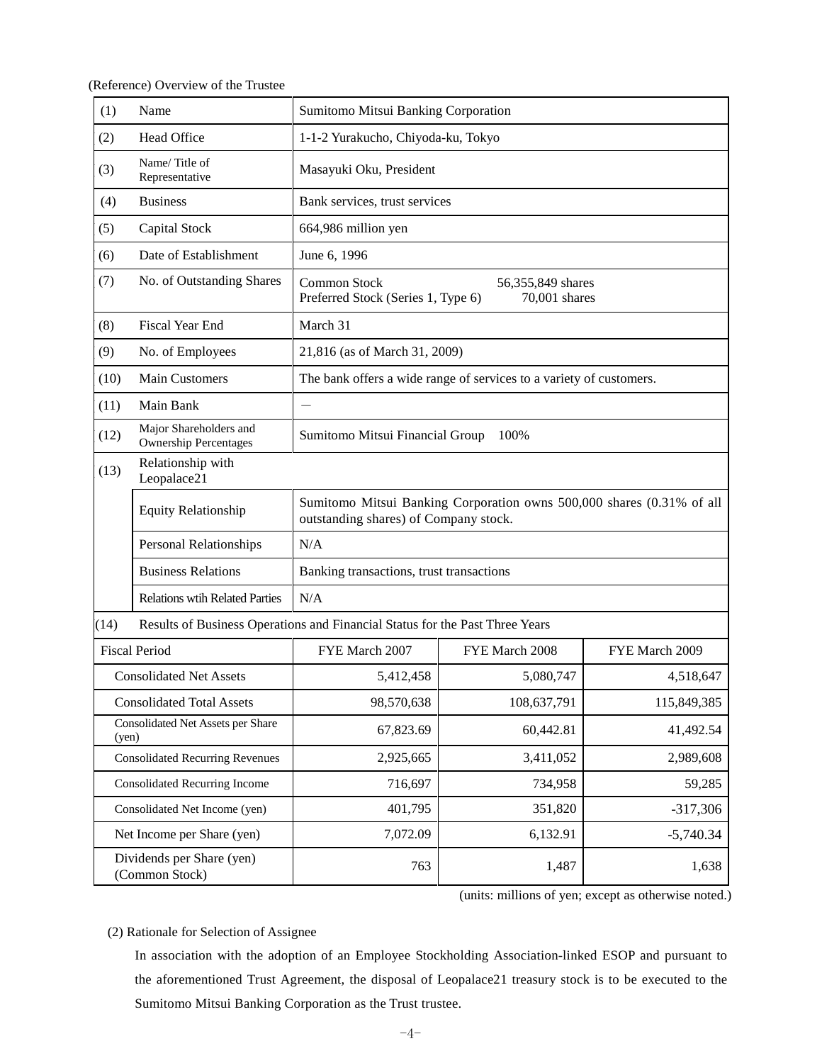(Reference) Overview of the Trustee

| (1) | Name | Sumitomo Mitsui Banking Corporation | | |
|---|---|---|---|---|
| (2) | Head Office | 1-1-2 Yurakucho, Chiyoda-ku, Tokyo | | |
| (3) | Name/ Title of Representative | Masayuki Oku, President | | |
| (4) | Business | Bank services, trust services | | |
| (5) | Capital Stock | 664,986 million yen | | |
| (6) | Date of Establishment | June 6, 1996 | | |
| (7) | No. of Outstanding Shares | Common Stock 56,355,849 shares<br>Preferred Stock (Series 1, Type 6) 70,001 shares | | |
| (8) | Fiscal Year End | March 31 | | |
| (9) | No. of Employees | 21,816 (as of March 31, 2009) | | |
| (10) | Main Customers | The bank offers a wide range of services to a variety of customers. | | |
| (11) | Main Bank | — | | |
| (12) | Major Shareholders and Ownership Percentages | Sumitomo Mitsui Financial Group 100% | | |
| (13) | Relationship with Leopalace21 | | | |
| | Equity Relationship | Sumitomo Mitsui Banking Corporation owns 500,000 shares (0.31% of all outstanding shares) of Company stock. | | |
| | Personal Relationships | N/A | | |
| | Business Relations | Banking transactions, trust transactions | | |
| | Relations wtih Related Parties | N/A | | |
| (14) | Results of Business Operations and Financial Status for the Past Three Years | | | |
| Fiscal Period | | FYE March 2007 | FYE March 2008 | FYE March 2009 |
| Consolidated Net Assets | | 5,412,458 | 5,080,747 | 4,518,647 |
| Consolidated Total Assets | | 98,570,638 | 108,637,791 | 115,849,385 |
| Consolidated Net Assets per Share (yen) | | 67,823.69 | 60,442.81 | 41,492.54 |
| Consolidated Recurring Revenues | | 2,925,665 | 3,411,052 | 2,989,608 |
| Consolidated Recurring Income | | 716,697 | 734,958 | 59,285 |
| Consolidated Net Income (yen) | | 401,795 | 351,820 | -317,306 |
| Net Income per Share (yen) | | 7,072.09 | 6,132.91 | -5,740.34 |
| Dividends per Share (yen) (Common Stock) | | 763 | 1,487 | 1,638 |

(units: millions of yen; except as otherwise noted.)

(2) Rationale for Selection of Assignee

In association with the adoption of an Employee Stockholding Association-linked ESOP and pursuant to the aforementioned Trust Agreement, the disposal of Leopalace21 treasury stock is to be executed to the Sumitomo Mitsui Banking Corporation as the Trust trustee.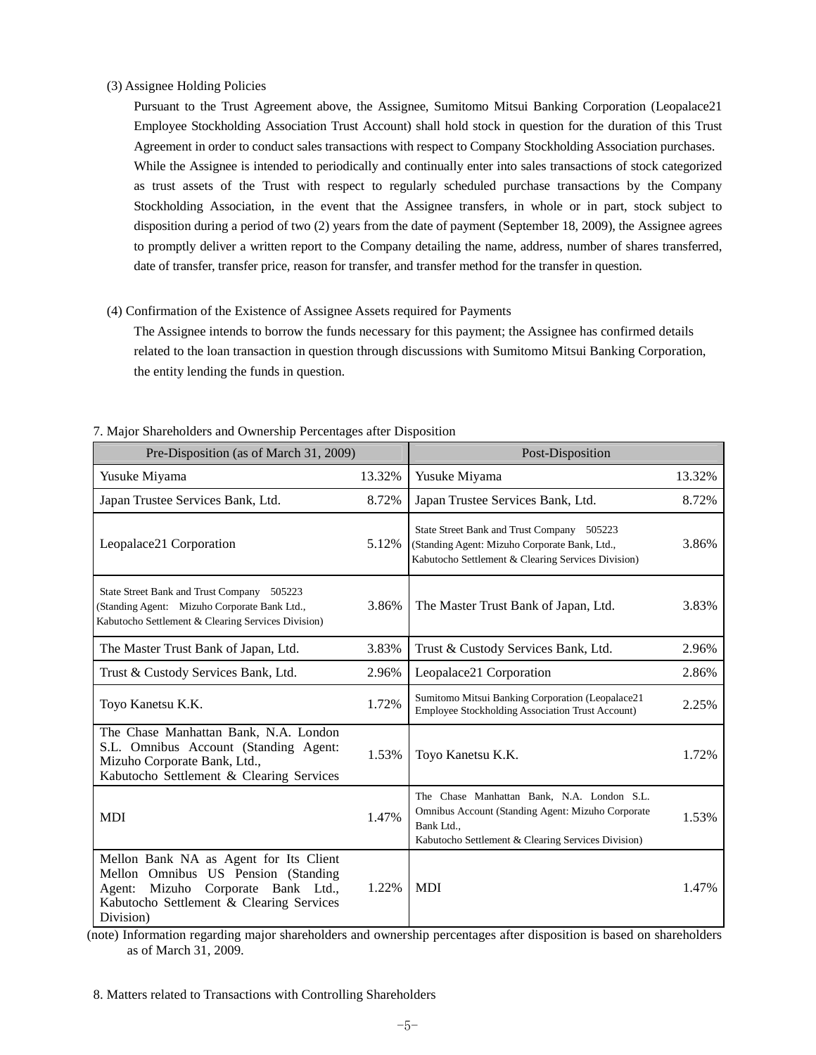(3) Assignee Holding Policies

Pursuant to the Trust Agreement above, the Assignee, Sumitomo Mitsui Banking Corporation (Leopalace21 Employee Stockholding Association Trust Account) shall hold stock in question for the duration of this Trust Agreement in order to conduct sales transactions with respect to Company Stockholding Association purchases. While the Assignee is intended to periodically and continually enter into sales transactions of stock categorized as trust assets of the Trust with respect to regularly scheduled purchase transactions by the Company Stockholding Association, in the event that the Assignee transfers, in whole or in part, stock subject to disposition during a period of two (2) years from the date of payment (September 18, 2009), the Assignee agrees to promptly deliver a written report to the Company detailing the name, address, number of shares transferred, date of transfer, transfer price, reason for transfer, and transfer method for the transfer in question.

(4) Confirmation of the Existence of Assignee Assets required for Payments

The Assignee intends to borrow the funds necessary for this payment; the Assignee has confirmed details related to the loan transaction in question through discussions with Sumitomo Mitsui Banking Corporation, the entity lending the funds in question.

7. Major Shareholders and Ownership Percentages after Disposition

| Pre-Disposition (as of March 31, 2009) | | Post-Disposition | |
|---|---|---|---|
| Yusuke Miyama | 13.32% | Yusuke Miyama | 13.32% |
| Japan Trustee Services Bank, Ltd. | 8.72% | Japan Trustee Services Bank, Ltd. | 8.72% |
| Leopalace21 Corporation | 5.12% | State Street Bank and Trust Company 505223 (Standing Agent: Mizuho Corporate Bank, Ltd., Kabutocho Settlement & Clearing Services Division) | 3.86% |
| State Street Bank and Trust Company 505223 (Standing Agent: Mizuho Corporate Bank Ltd., Kabutocho Settlement & Clearing Services Division) | 3.86% | The Master Trust Bank of Japan, Ltd. | 3.83% |
| The Master Trust Bank of Japan, Ltd. | 3.83% | Trust & Custody Services Bank, Ltd. | 2.96% |
| Trust & Custody Services Bank, Ltd. | 2.96% | Leopalace21 Corporation | 2.86% |
| Toyo Kanetsu K.K. | 1.72% | Sumitomo Mitsui Banking Corporation (Leopalace21 Employee Stockholding Association Trust Account) | 2.25% |
| The Chase Manhattan Bank, N.A. London S.L. Omnibus Account (Standing Agent: Mizuho Corporate Bank, Ltd., Kabutocho Settlement & Clearing Services | 1.53% | Toyo Kanetsu K.K. | 1.72% |
| MDI | 1.47% | The Chase Manhattan Bank, N.A. London S.L. Omnibus Account (Standing Agent: Mizuho Corporate Bank Ltd., Kabutocho Settlement & Clearing Services Division) | 1.53% |
| Mellon Bank NA as Agent for Its Client Mellon Omnibus US Pension (Standing Agent: Mizuho Corporate Bank Ltd., Kabutocho Settlement & Clearing Services Division) | 1.22% | MDI | 1.47% |

(note) Information regarding major shareholders and ownership percentages after disposition is based on shareholders as of March 31, 2009.

8. Matters related to Transactions with Controlling Shareholders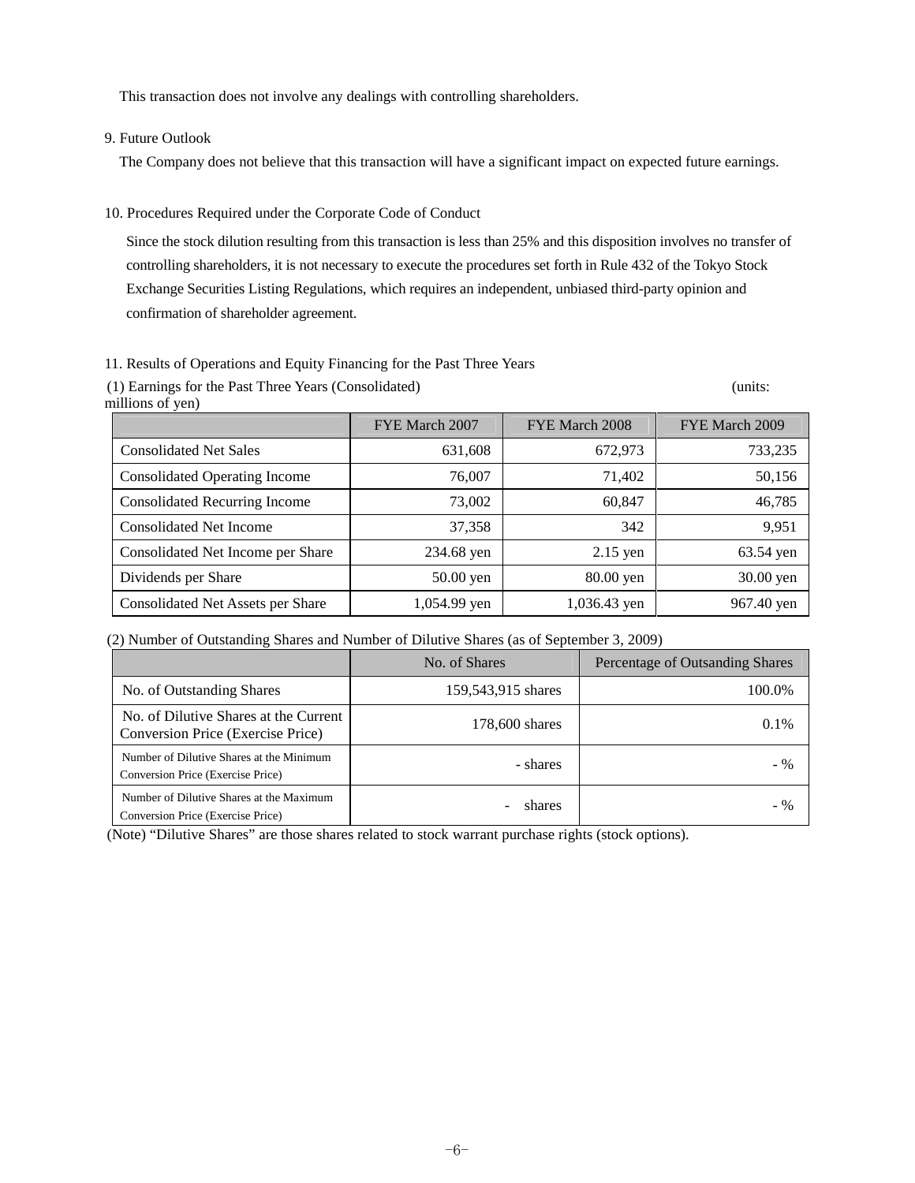This transaction does not involve any dealings with controlling shareholders.

9. Future Outlook

The Company does not believe that this transaction will have a significant impact on expected future earnings.

10. Procedures Required under the Corporate Code of Conduct

Since the stock dilution resulting from this transaction is less than 25% and this disposition involves no transfer of controlling shareholders, it is not necessary to execute the procedures set forth in Rule 432 of the Tokyo Stock Exchange Securities Listing Regulations, which requires an independent, unbiased third-party opinion and confirmation of shareholder agreement.

11. Results of Operations and Equity Financing for the Past Three Years

(1) Earnings for the Past Three Years (Consolidated) (units: millions of yen)

| | FYE March 2007 | FYE March 2008 | FYE March 2009 |
|---|---|---|---|
| Consolidated Net Sales | 631,608 | 672,973 | 733,235 |
| Consolidated Operating Income | 76,007 | 71,402 | 50,156 |
| Consolidated Recurring Income | 73,002 | 60,847 | 46,785 |
| Consolidated Net Income | 37,358 | 342 | 9,951 |
| Consolidated Net Income per Share | 234.68 yen | 2.15 yen | 63.54 yen |
| Dividends per Share | 50.00 yen | 80.00 yen | 30.00 yen |
| Consolidated Net Assets per Share | 1,054.99 yen | 1,036.43 yen | 967.40 yen |

(2) Number of Outstanding Shares and Number of Dilutive Shares (as of September 3, 2009)

| | No. of Shares | Percentage of Outsanding Shares |
|---|---|---|
| No. of Outstanding Shares | 159,543,915 shares | 100.0% |
| No. of Dilutive Shares at the Current Conversion Price (Exercise Price) | 178,600 shares | 0.1% |
| Number of Dilutive Shares at the Minimum Conversion Price (Exercise Price) | - shares | - % |
| Number of Dilutive Shares at the Maximum Conversion Price (Exercise Price) | - shares | - % |

(Note) “Dilutive Shares” are those shares related to stock warrant purchase rights (stock options).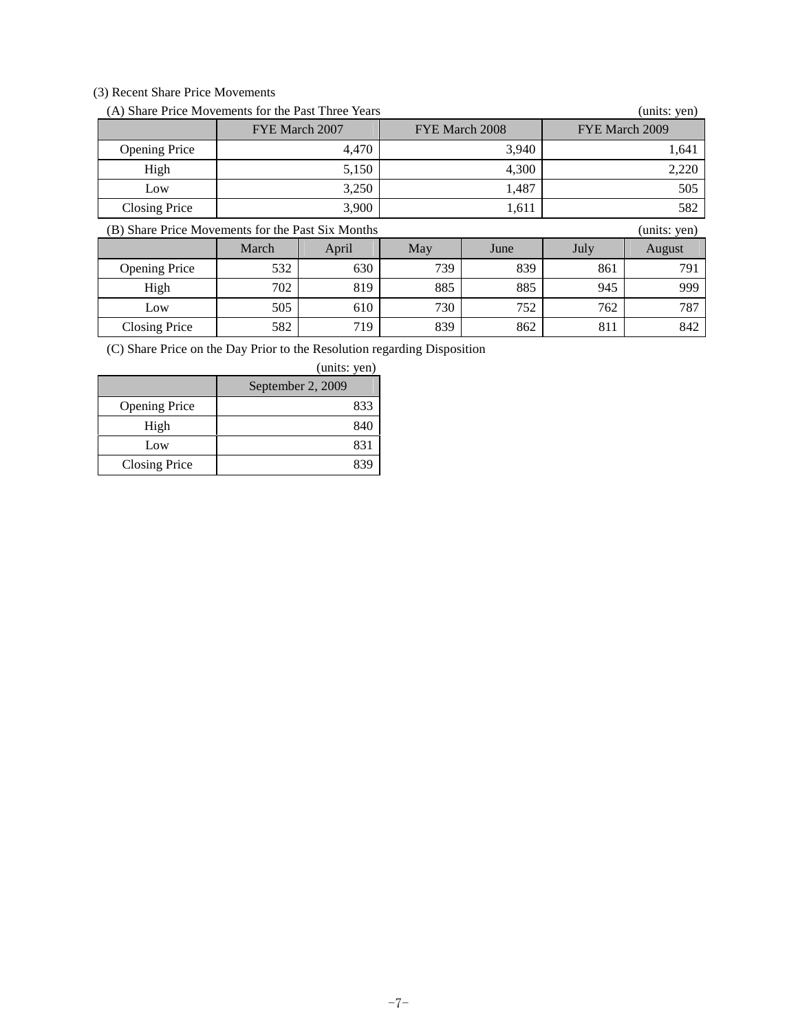(3) Recent Share Price Movements

(A) Share Price Movements for the Past Three Years (units: yen)

| | FYE March 2007 | FYE March 2008 | FYE March 2009 |
|---|---|---|---|
| Opening Price | 4,470 | 3,940 | 1,641 |
| High | 5,150 | 4,300 | 2,220 |
| Low | 3,250 | 1,487 | 505 |
| Closing Price | 3,900 | 1,611 | 582 |

(B) Share Price Movements for the Past Six Months (units: yen)

| | March | April | May | June | July | August |
|---|---|---|---|---|---|---|
| Opening Price | 532 | 630 | 739 | 839 | 861 | 791 |
| High | 702 | 819 | 885 | 885 | 945 | 999 |
| Low | 505 | 610 | 730 | 752 | 762 | 787 |
| Closing Price | 582 | 719 | 839 | 862 | 811 | 842 |

(C) Share Price on the Day Prior to the Resolution regarding Disposition

(units: yen)

| | September 2, 2009 |
|---|---|
| Opening Price | 833 |
| High | 840 |
| Low | 831 |
| Closing Price | 839 |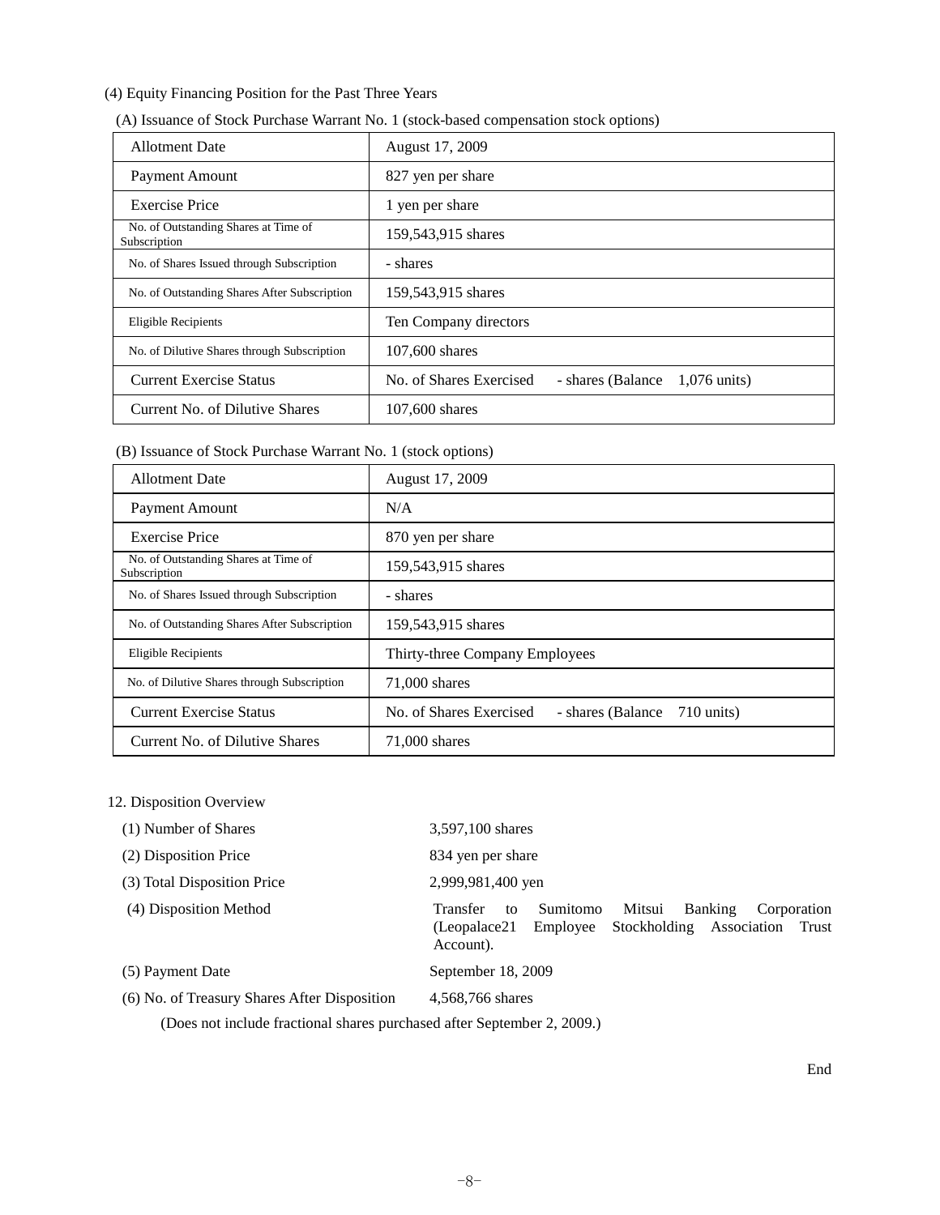(4) Equity Financing Position for the Past Three Years

(A) Issuance of Stock Purchase Warrant No. 1 (stock-based compensation stock options)

| | |
|---|---|
| Allotment Date | August 17, 2009 |
| Payment Amount | 827 yen per share |
| Exercise Price | 1 yen per share |
| No. of Outstanding Shares at Time of Subscription | 159,543,915 shares |
| No. of Shares Issued through Subscription | - shares |
| No. of Outstanding Shares After Subscription | 159,543,915 shares |
| Eligible Recipients | Ten Company directors |
| No. of Dilutive Shares through Subscription | 107,600 shares |
| Current Exercise Status | No. of Shares Exercised - shares (Balance 1,076 units) |
| Current No. of Dilutive Shares | 107,600 shares |

(B) Issuance of Stock Purchase Warrant No. 1 (stock options)

| | |
|---|---|
| Allotment Date | August 17, 2009 |
| Payment Amount | N/A |
| Exercise Price | 870 yen per share |
| No. of Outstanding Shares at Time of Subscription | 159,543,915 shares |
| No. of Shares Issued through Subscription | - shares |
| No. of Outstanding Shares After Subscription | 159,543,915 shares |
| Eligible Recipients | Thirty-three Company Employees |
| No. of Dilutive Shares through Subscription | 71,000 shares |
| Current Exercise Status | No. of Shares Exercised - shares (Balance 710 units) |
| Current No. of Dilutive Shares | 71,000 shares |

12. Disposition Overview

(1) Number of Shares: 3,597,100 shares

(2) Disposition Price: 834 yen per share

(3) Total Disposition Price: 2,999,981,400 yen

(4) Disposition Method: Transfer to Sumitomo Mitsui Banking Corporation (Leopalace21 Employee Stockholding Association Trust Account).

(5) Payment Date: September 18, 2009

(6) No. of Treasury Shares After Disposition: 4,568,766 shares

(Does not include fractional shares purchased after September 2, 2009.)

End